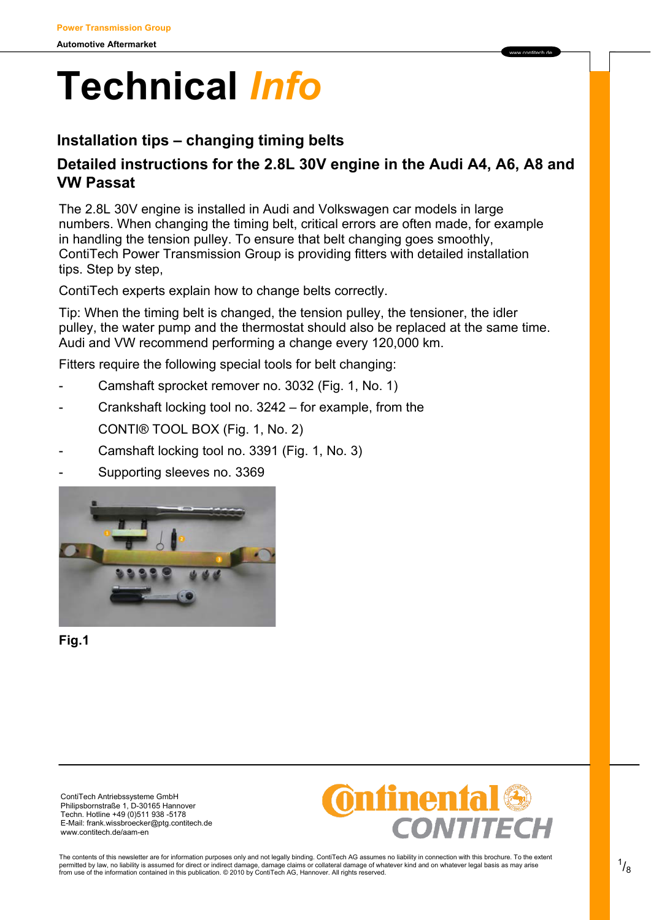Power Transmission Group

Automotive Aftermarket

# Technical *Info*

## Installation tips – changing timing belts

## Detailed instructions for the 2.8L 30V engine in the Audi A4, A6, A8 and VW Passat

The 2.8L 30V engine is installed in Audi and Volkswagen car models in large numbers. When changing the timing belt, critical errors are often made, for example in handling the tension pulley. To ensure that belt changing goes smoothly, ContiTech Power Transmission Group is providing fitters with detailed installation tips. Step by step,

ContiTech experts explain how to change belts correctly.

Tip: When the timing belt is changed, the tension pulley, the tensioner, the idler pulley, the water pump and the thermostat should also be replaced at the same time. Audi and VW recommend performing a change every 120,000 km.

Fitters require the following special tools for belt changing:

- Camshaft sprocket remover no. 3032 (Fig. 1, No. 1)
- Crankshaft locking tool no. 3242 – for example, from the CONTI® TOOL BOX (Fig. 1, No. 2)
- Camshaft locking tool no. 3391 (Fig. 1, No. 3)
- Supporting sleeves no. 3369

**Fig.1**

ContiTech Antriebssysteme GmbH
Philipsbornstraße 1, D-30165 Hannover
Techn. Hotline +49 (0)511 938 -5178
E-Mail: frank.wissbroecker@ptg.contitech.de
www.contitech.de/aam-en

The contents of this newsletter are for information purposes only and not legally binding. ContiTech AG assumes no liability in connection with this brochure. To the extent permitted by law, no liability is assumed for direct or indirect damage, damage claims or collateral damage of whatever kind and on whatever legal basis as may arise from use of the information contained in this publication. © 2010 by ContiTech AG, Hannover. All rights reserved.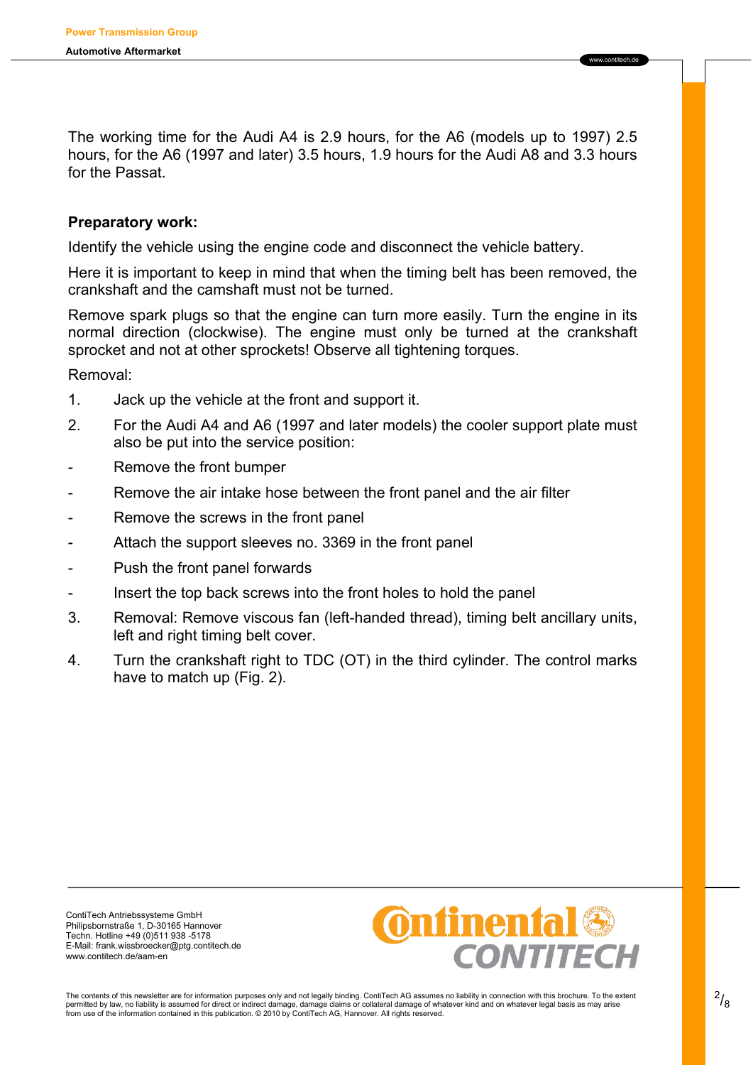The working time for the Audi A4 is 2.9 hours, for the A6 (models up to 1997) 2.5 hours, for the A6 (1997 and later) 3.5 hours, 1.9 hours for the Audi A8 and 3.3 hours for the Passat.

**Preparatory work:**

Identify the vehicle using the engine code and disconnect the vehicle battery.

Here it is important to keep in mind that when the timing belt has been removed, the crankshaft and the camshaft must not be turned.

Remove spark plugs so that the engine can turn more easily. Turn the engine in its normal direction (clockwise). The engine must only be turned at the crankshaft sprocket and not at other sprockets! Observe all tightening torques.

Removal:

1. Jack up the vehicle at the front and support it.
2. For the Audi A4 and A6 (1997 and later models) the cooler support plate must also be put into the service position:
   - Remove the front bumper
   - Remove the air intake hose between the front panel and the air filter
   - Remove the screws in the front panel
   - Attach the support sleeves no. 3369 in the front panel
   - Push the front panel forwards
   - Insert the top back screws into the front holes to hold the panel
3. Removal: Remove viscous fan (left-handed thread), timing belt ancillary units, left and right timing belt cover.
4. Turn the crankshaft right to TDC (OT) in the third cylinder. The control marks have to match up (Fig. 2).

ContiTech Antriebssysteme GmbH
Philipsbornstraße 1, D-30165 Hannover
Techn. Hotline +49 (0)511 938 -5178
E-Mail: frank.wissbroecker@ptg.contitech.de
www.contitech.de/aam-en

The contents of this newsletter are for information purposes only and not legally binding. ContiTech AG assumes no liability in connection with this brochure. To the extent permitted by law, no liability is assumed for direct or indirect damage, damage claims or collateral damage of whatever kind and on whatever legal basis as may arise from use of the information contained in this publication. © 2010 by ContiTech AG, Hannover. All rights reserved.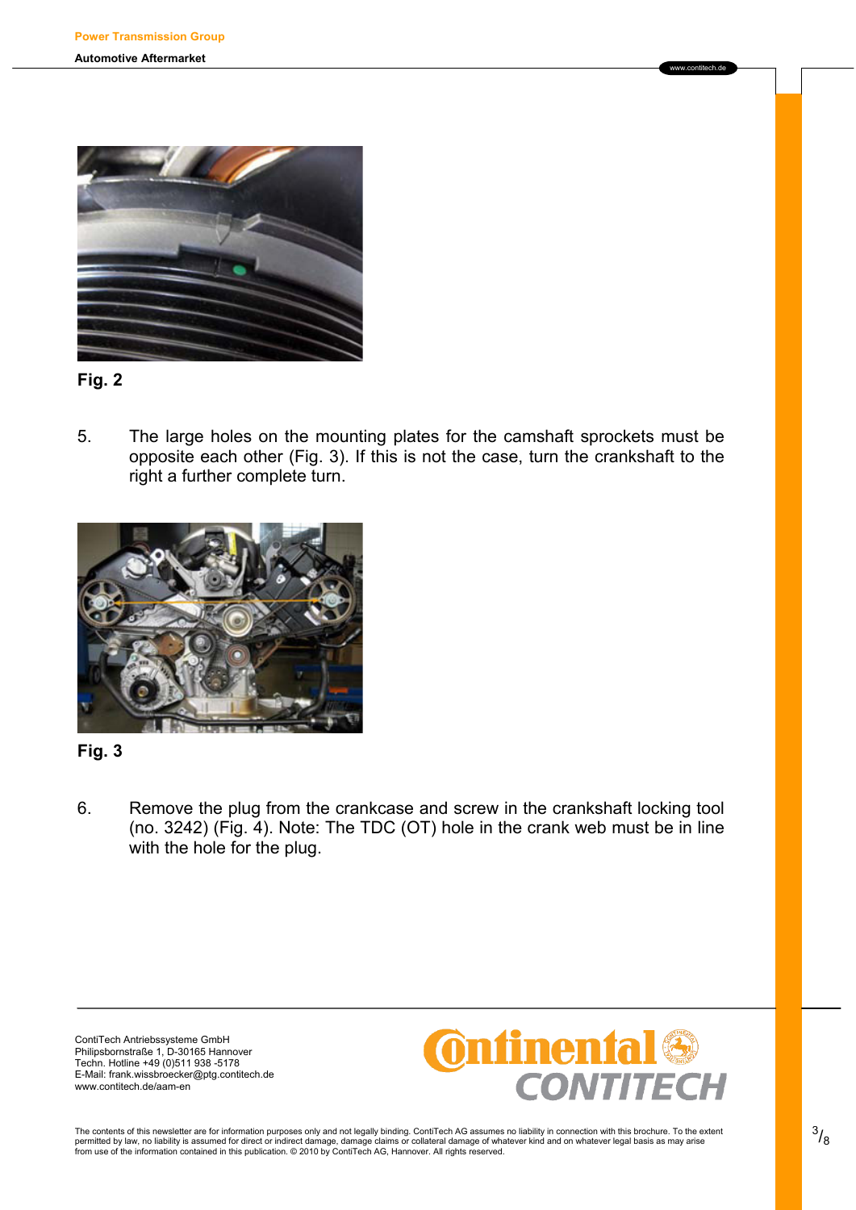Fig. 2

5. The large holes on the mounting plates for the camshaft sprockets must be opposite each other (Fig. 3). If this is not the case, turn the crankshaft to the right a further complete turn.

Fig. 3

6. Remove the plug from the crankcase and screw in the crankshaft locking tool (no. 3242) (Fig. 4). Note: The TDC (OT) hole in the crank web must be in line with the hole for the plug.

ContiTech Antriebssysteme GmbH
Philipsbornstraße 1, D-30165 Hannover
Techn. Hotline +49 (0)511 938 -5178
E-Mail: frank.wissbroecker@ptg.contitech.de
www.contitech.de/aam-en

The contents of this newsletter are for information purposes only and not legally binding. ContiTech AG assumes no liability in connection with this brochure. To the extent permitted by law, no liability is assumed for direct or indirect damage, damage claims or collateral damage of whatever kind and on whatever legal basis as may arise from use of the information contained in this publication. © 2010 by ContiTech AG, Hannover. All rights reserved.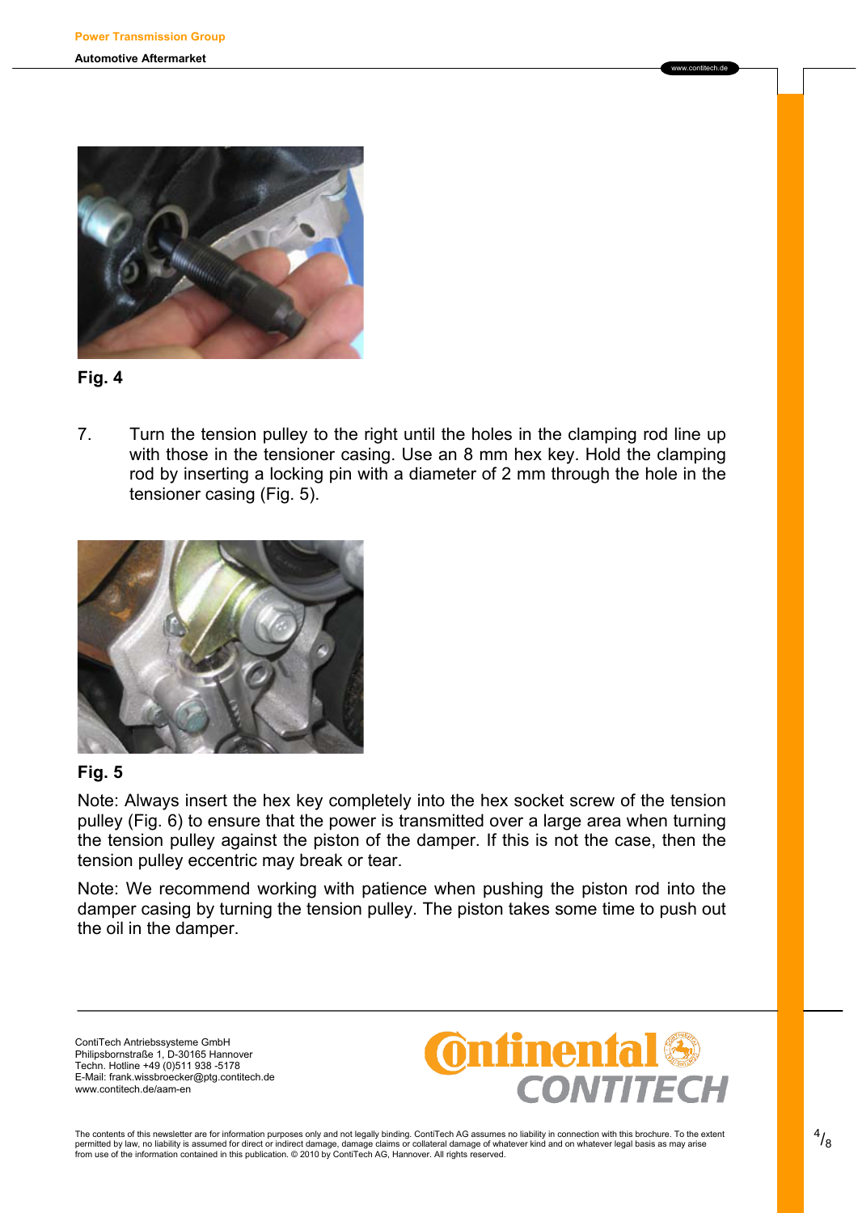**Fig. 4**

7. Turn the tension pulley to the right until the holes in the clamping rod line up with those in the tensioner casing. Use an 8 mm hex key. Hold the clamping rod by inserting a locking pin with a diameter of 2 mm through the hole in the tensioner casing (Fig. 5).

**Fig. 5**

Note: Always insert the hex key completely into the hex socket screw of the tension pulley (Fig. 6) to ensure that the power is transmitted over a large area when turning the tension pulley against the piston of the damper. If this is not the case, then the tension pulley eccentric may break or tear.

Note: We recommend working with patience when pushing the piston rod into the damper casing by turning the tension pulley. The piston takes some time to push out the oil in the damper.

ContiTech Antriebssysteme GmbH
Philipsbornstraße 1, D-30165 Hannover
Techn. Hotline +49 (0)511 938 -5178
E-Mail: frank.wissbroecker@ptg.contitech.de
www.contitech.de/aam-en

The contents of this newsletter are for information purposes only and not legally binding. ContiTech AG assumes no liability in connection with this brochure. To the extent permitted by law, no liability is assumed for direct or indirect damage, damage claims or collateral damage of whatever kind and on whatever legal basis as may arise from use of the information contained in this publication. © 2010 by ContiTech AG, Hannover. All rights reserved.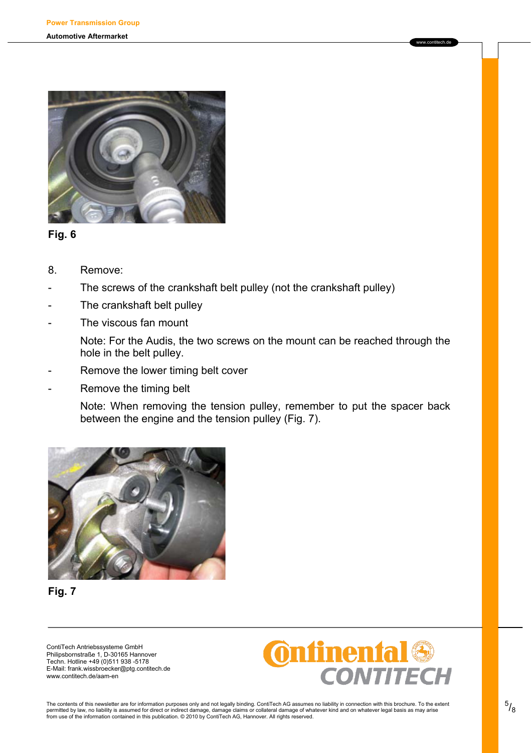Fig. 6

8. Remove:

- The screws of the crankshaft belt pulley (not the crankshaft pulley)
- The crankshaft belt pulley
- The viscous fan mount

  Note: For the Audis, the two screws on the mount can be reached through the hole in the belt pulley.

- Remove the lower timing belt cover
- Remove the timing belt

  Note: When removing the tension pulley, remember to put the spacer back between the engine and the tension pulley (Fig. 7).

Fig. 7

ContiTech Antriebssysteme GmbH
Philipsbornstraße 1, D-30165 Hannover
Techn. Hotline +49 (0)511 938 -5178
E-Mail: frank.wissbroecker@ptg.contitech.de
www.contitech.de/aam-en

The contents of this newsletter are for information purposes only and not legally binding. ContiTech AG assumes no liability in connection with this brochure. To the extent permitted by law, no liability is assumed for direct or indirect damage, damage claims or collateral damage of whatever kind and on whatever legal basis as may arise from use of the information contained in this publication. © 2010 by ContiTech AG, Hannover. All rights reserved.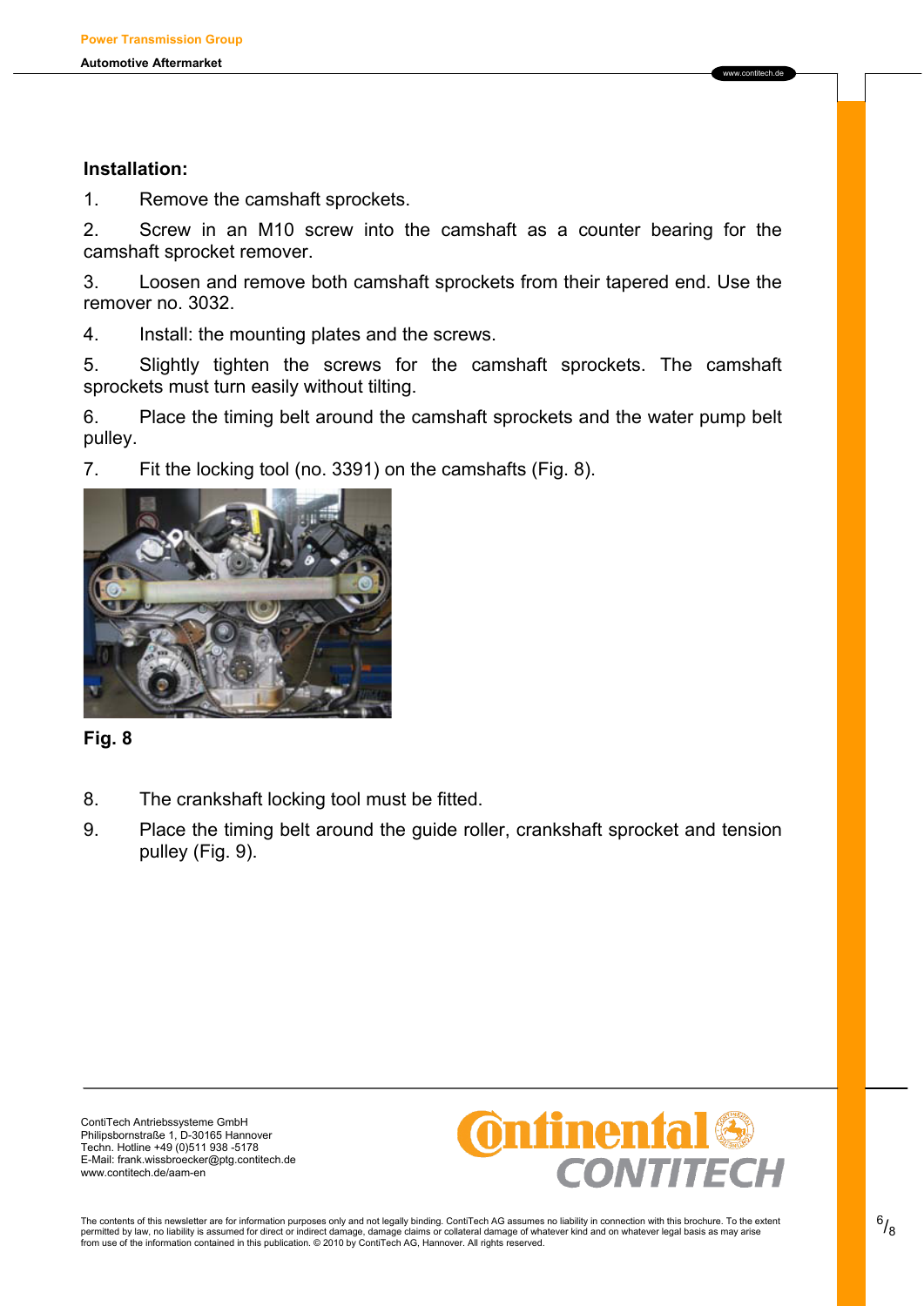**Installation:**

1. Remove the camshaft sprockets.

2. Screw in an M10 screw into the camshaft as a counter bearing for the camshaft sprocket remover.

3. Loosen and remove both camshaft sprockets from their tapered end. Use the remover no. 3032.

4. Install: the mounting plates and the screws.

5. Slightly tighten the screws for the camshaft sprockets. The camshaft sprockets must turn easily without tilting.

6. Place the timing belt around the camshaft sprockets and the water pump belt pulley.

7. Fit the locking tool (no. 3391) on the camshafts (Fig. 8).

**Fig. 8**

8. The crankshaft locking tool must be fitted.

9. Place the timing belt around the guide roller, crankshaft sprocket and tension pulley (Fig. 9).

ContiTech Antriebssysteme GmbH
Philipsbornstraße 1, D-30165 Hannover
Techn. Hotline +49 (0)511 938 -5178
E-Mail: frank.wissbroecker@ptg.contitech.de
www.contitech.de/aam-en

The contents of this newsletter are for information purposes only and not legally binding. ContiTech AG assumes no liability in connection with this brochure. To the extent permitted by law, no liability is assumed for direct or indirect damage, damage claims or collateral damage of whatever kind and on whatever legal basis as may arise from use of the information contained in this publication. © 2010 by ContiTech AG, Hannover. All rights reserved.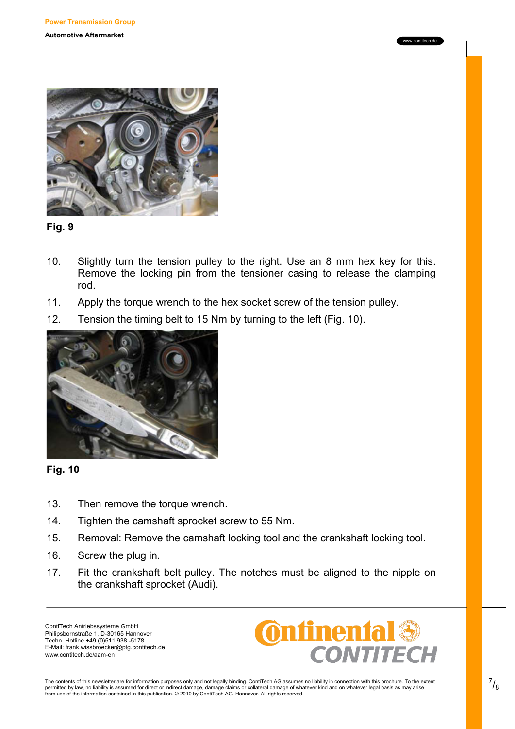**Fig. 9**

10. Slightly turn the tension pulley to the right. Use an 8 mm hex key for this. Remove the locking pin from the tensioner casing to release the clamping rod.
11. Apply the torque wrench to the hex socket screw of the tension pulley.
12. Tension the timing belt to 15 Nm by turning to the left (Fig. 10).

**Fig. 10**

13. Then remove the torque wrench.
14. Tighten the camshaft sprocket screw to 55 Nm.
15. Removal: Remove the camshaft locking tool and the crankshaft locking tool.
16. Screw the plug in.
17. Fit the crankshaft belt pulley. The notches must be aligned to the nipple on the crankshaft sprocket (Audi).

ContiTech Antriebssysteme GmbH
Philipsbornstraße 1, D-30165 Hannover
Techn. Hotline +49 (0)511 938 -5178
E-Mail: frank.wissbroecker@ptg.contitech.de
www.contitech.de/aam-en

The contents of this newsletter are for information purposes only and not legally binding. ContiTech AG assumes no liability in connection with this brochure. To the extent permitted by law, no liability is assumed for direct or indirect damage, damage claims or collateral damage of whatever kind and on whatever legal basis as may arise from use of the information contained in this publication. © 2010 by ContiTech AG, Hannover. All rights reserved.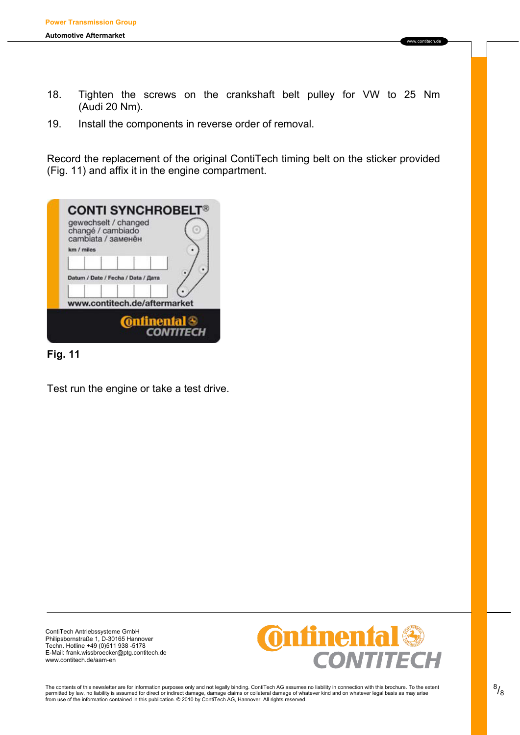18. Tighten the screws on the crankshaft belt pulley for VW to 25 Nm (Audi 20 Nm).
19. Install the components in reverse order of removal.

Record the replacement of the original ContiTech timing belt on the sticker provided (Fig. 11) and affix it in the engine compartment.

CONTI SYNCHROBELT®
gewechselt / changed
changé / cambiado
cambiata / заменён
km / miles
Datum / Date / Fecha / Data / Дата
www.contitech.de/aftermarket
Continental
CONTITECH

**Fig. 11**

Test run the engine or take a test drive.

ContiTech Antriebssysteme GmbH
Philipsbornstraße 1, D-30165 Hannover
Techn. Hotline +49 (0)511 938 -5178
E-Mail: frank.wissbroecker@ptg.contitech.de
www.contitech.de/aam-en

The contents of this newsletter are for information purposes only and not legally binding. ContiTech AG assumes no liability in connection with this brochure. To the extent permitted by law, no liability is assumed for direct or indirect damage, damage claims or collateral damage of whatever kind and on whatever legal basis as may arise from use of the information contained in this publication. © 2010 by ContiTech AG, Hannover. All rights reserved.